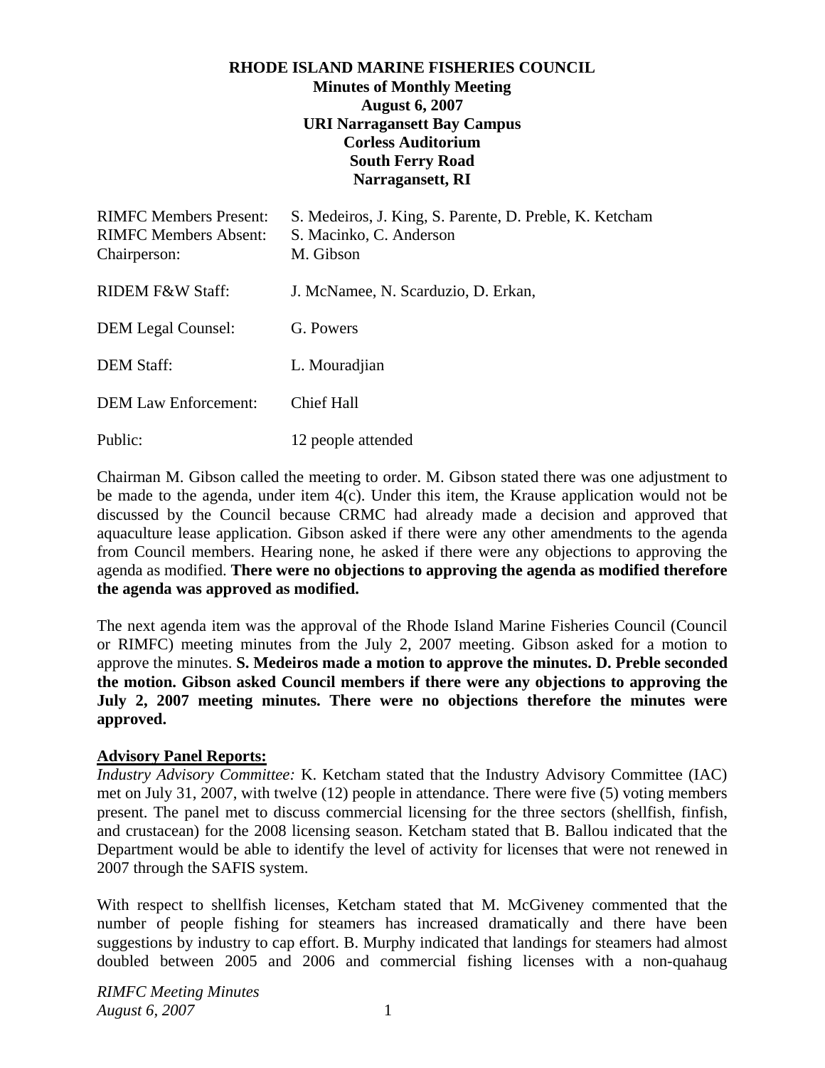**RHODE ISLAND MARINE FISHERIES COUNCIL**
**Minutes of Monthly Meeting**
**August 6, 2007**
**URI Narragansett Bay Campus**
**Corless Auditorium**
**South Ferry Road**
**Narragansett, RI**

| | |
|---|---|
| RIMFC Members Present: | S. Medeiros, J. King, S. Parente, D. Preble, K. Ketcham |
| RIMFC Members Absent: | S. Macinko, C. Anderson |
| Chairperson: | M. Gibson |
| RIDEM F&W Staff: | J. McNamee, N. Scarduzio, D. Erkan, |
| DEM Legal Counsel: | G. Powers |
| DEM Staff: | L. Mouradjian |
| DEM Law Enforcement: | Chief Hall |
| Public: | 12 people attended |

Chairman M. Gibson called the meeting to order. M. Gibson stated there was one adjustment to be made to the agenda, under item 4(c). Under this item, the Krause application would not be discussed by the Council because CRMC had already made a decision and approved that aquaculture lease application. Gibson asked if there were any other amendments to the agenda from Council members. Hearing none, he asked if there were any objections to approving the agenda as modified. **There were no objections to approving the agenda as modified therefore the agenda was approved as modified.**

The next agenda item was the approval of the Rhode Island Marine Fisheries Council (Council or RIMFC) meeting minutes from the July 2, 2007 meeting. Gibson asked for a motion to approve the minutes. **S. Medeiros made a motion to approve the minutes. D. Preble seconded the motion. Gibson asked Council members if there were any objections to approving the July 2, 2007 meeting minutes. There were no objections therefore the minutes were approved.**

**Advisory Panel Reports:**

*Industry Advisory Committee:* K. Ketcham stated that the Industry Advisory Committee (IAC) met on July 31, 2007, with twelve (12) people in attendance. There were five (5) voting members present. The panel met to discuss commercial licensing for the three sectors (shellfish, finfish, and crustacean) for the 2008 licensing season. Ketcham stated that B. Ballou indicated that the Department would be able to identify the level of activity for licenses that were not renewed in 2007 through the SAFIS system.

With respect to shellfish licenses, Ketcham stated that M. McGiveney commented that the number of people fishing for steamers has increased dramatically and there have been suggestions by industry to cap effort. B. Murphy indicated that landings for steamers had almost doubled between 2005 and 2006 and commercial fishing licenses with a non-quahaug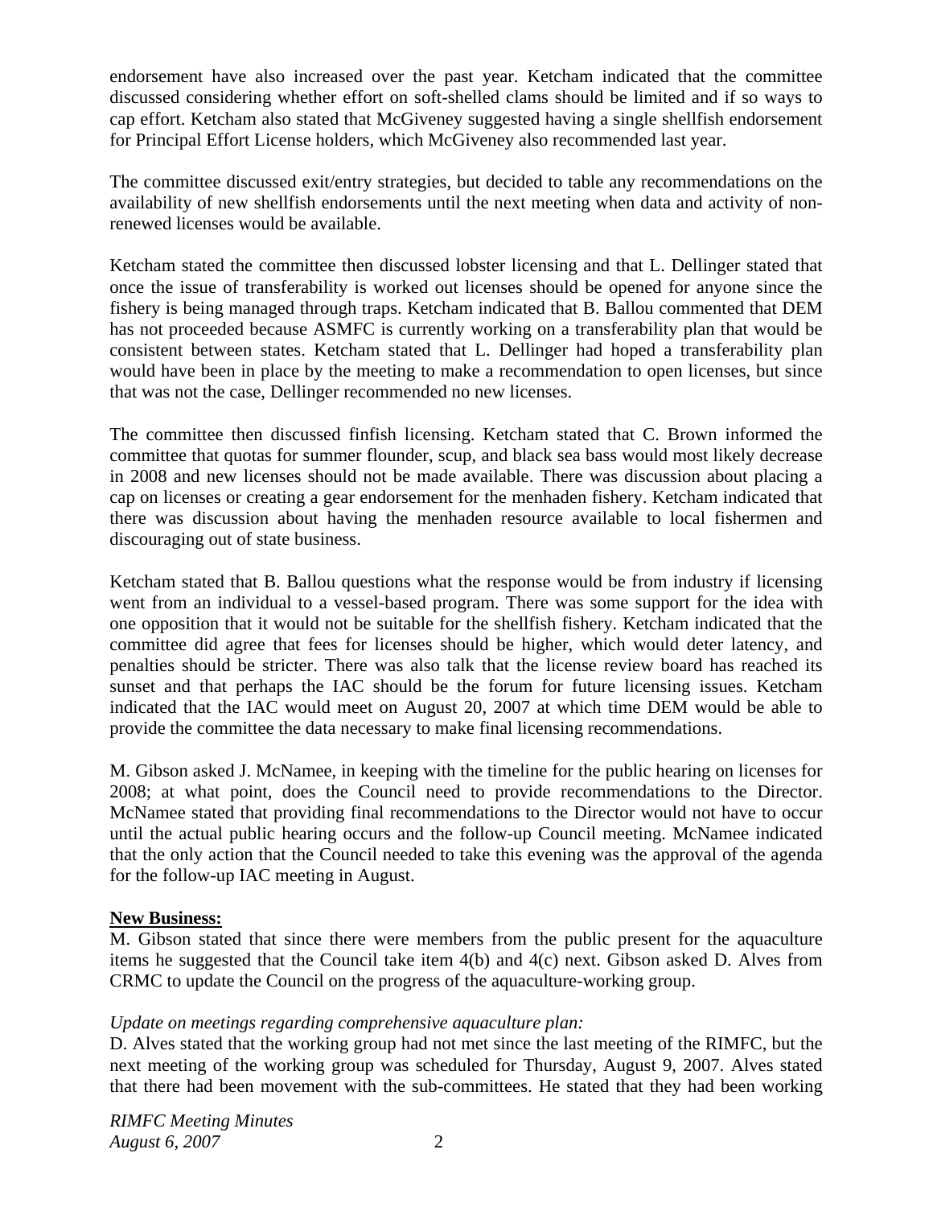endorsement have also increased over the past year. Ketcham indicated that the committee discussed considering whether effort on soft-shelled clams should be limited and if so ways to cap effort. Ketcham also stated that McGiveney suggested having a single shellfish endorsement for Principal Effort License holders, which McGiveney also recommended last year.

The committee discussed exit/entry strategies, but decided to table any recommendations on the availability of new shellfish endorsements until the next meeting when data and activity of non-renewed licenses would be available.

Ketcham stated the committee then discussed lobster licensing and that L. Dellinger stated that once the issue of transferability is worked out licenses should be opened for anyone since the fishery is being managed through traps. Ketcham indicated that B. Ballou commented that DEM has not proceeded because ASMFC is currently working on a transferability plan that would be consistent between states. Ketcham stated that L. Dellinger had hoped a transferability plan would have been in place by the meeting to make a recommendation to open licenses, but since that was not the case, Dellinger recommended no new licenses.

The committee then discussed finfish licensing. Ketcham stated that C. Brown informed the committee that quotas for summer flounder, scup, and black sea bass would most likely decrease in 2008 and new licenses should not be made available. There was discussion about placing a cap on licenses or creating a gear endorsement for the menhaden fishery. Ketcham indicated that there was discussion about having the menhaden resource available to local fishermen and discouraging out of state business.

Ketcham stated that B. Ballou questions what the response would be from industry if licensing went from an individual to a vessel-based program. There was some support for the idea with one opposition that it would not be suitable for the shellfish fishery. Ketcham indicated that the committee did agree that fees for licenses should be higher, which would deter latency, and penalties should be stricter. There was also talk that the license review board has reached its sunset and that perhaps the IAC should be the forum for future licensing issues. Ketcham indicated that the IAC would meet on August 20, 2007 at which time DEM would be able to provide the committee the data necessary to make final licensing recommendations.

M. Gibson asked J. McNamee, in keeping with the timeline for the public hearing on licenses for 2008; at what point, does the Council need to provide recommendations to the Director. McNamee stated that providing final recommendations to the Director would not have to occur until the actual public hearing occurs and the follow-up Council meeting. McNamee indicated that the only action that the Council needed to take this evening was the approval of the agenda for the follow-up IAC meeting in August.

**New Business:**

M. Gibson stated that since there were members from the public present for the aquaculture items he suggested that the Council take item 4(b) and 4(c) next. Gibson asked D. Alves from CRMC to update the Council on the progress of the aquaculture-working group.

*Update on meetings regarding comprehensive aquaculture plan:*

D. Alves stated that the working group had not met since the last meeting of the RIMFC, but the next meeting of the working group was scheduled for Thursday, August 9, 2007. Alves stated that there had been movement with the sub-committees. He stated that they had been working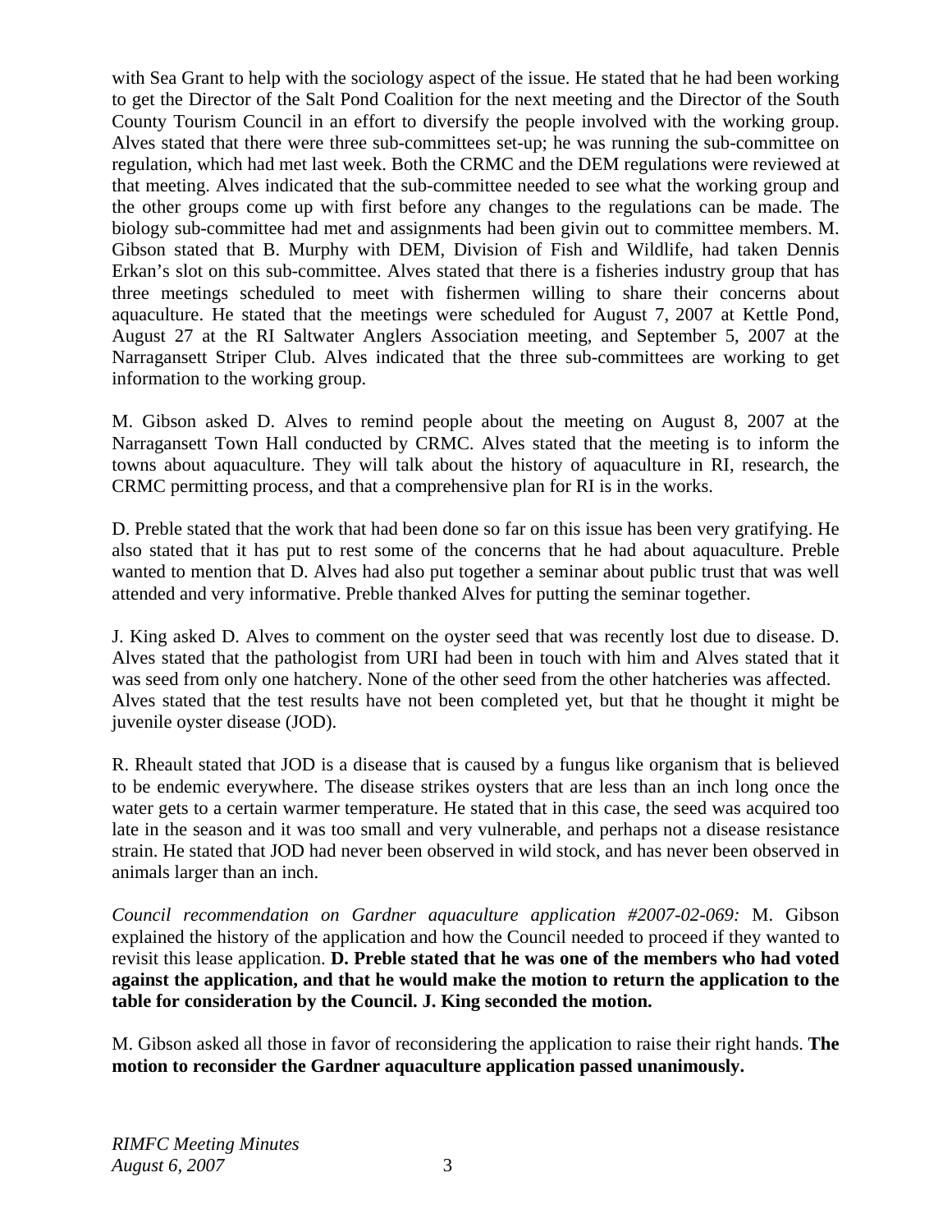with Sea Grant to help with the sociology aspect of the issue. He stated that he had been working to get the Director of the Salt Pond Coalition for the next meeting and the Director of the South County Tourism Council in an effort to diversify the people involved with the working group. Alves stated that there were three sub-committees set-up; he was running the sub-committee on regulation, which had met last week. Both the CRMC and the DEM regulations were reviewed at that meeting. Alves indicated that the sub-committee needed to see what the working group and the other groups come up with first before any changes to the regulations can be made. The biology sub-committee had met and assignments had been givin out to committee members. M. Gibson stated that B. Murphy with DEM, Division of Fish and Wildlife, had taken Dennis Erkan's slot on this sub-committee. Alves stated that there is a fisheries industry group that has three meetings scheduled to meet with fishermen willing to share their concerns about aquaculture. He stated that the meetings were scheduled for August 7, 2007 at Kettle Pond, August 27 at the RI Saltwater Anglers Association meeting, and September 5, 2007 at the Narragansett Striper Club. Alves indicated that the three sub-committees are working to get information to the working group.

M. Gibson asked D. Alves to remind people about the meeting on August 8, 2007 at the Narragansett Town Hall conducted by CRMC. Alves stated that the meeting is to inform the towns about aquaculture. They will talk about the history of aquaculture in RI, research, the CRMC permitting process, and that a comprehensive plan for RI is in the works.

D. Preble stated that the work that had been done so far on this issue has been very gratifying. He also stated that it has put to rest some of the concerns that he had about aquaculture. Preble wanted to mention that D. Alves had also put together a seminar about public trust that was well attended and very informative. Preble thanked Alves for putting the seminar together.

J. King asked D. Alves to comment on the oyster seed that was recently lost due to disease. D. Alves stated that the pathologist from URI had been in touch with him and Alves stated that it was seed from only one hatchery. None of the other seed from the other hatcheries was affected. Alves stated that the test results have not been completed yet, but that he thought it might be juvenile oyster disease (JOD).

R. Rheault stated that JOD is a disease that is caused by a fungus like organism that is believed to be endemic everywhere. The disease strikes oysters that are less than an inch long once the water gets to a certain warmer temperature. He stated that in this case, the seed was acquired too late in the season and it was too small and very vulnerable, and perhaps not a disease resistance strain. He stated that JOD had never been observed in wild stock, and has never been observed in animals larger than an inch.

*Council recommendation on Gardner aquaculture application #2007-02-069:* M. Gibson explained the history of the application and how the Council needed to proceed if they wanted to revisit this lease application. **D. Preble stated that he was one of the members who had voted against the application, and that he would make the motion to return the application to the table for consideration by the Council. J. King seconded the motion.**

M. Gibson asked all those in favor of reconsidering the application to raise their right hands. **The motion to reconsider the Gardner aquaculture application passed unanimously.**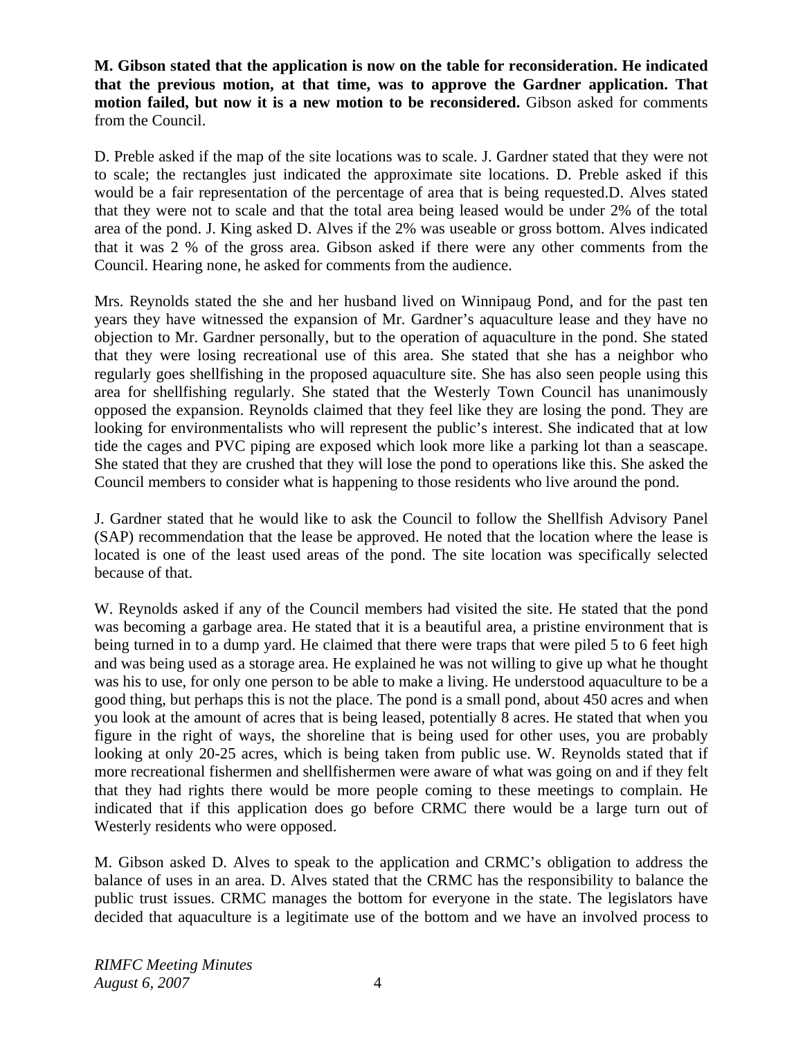**M. Gibson stated that the application is now on the table for reconsideration. He indicated that the previous motion, at that time, was to approve the Gardner application. That motion failed, but now it is a new motion to be reconsidered.** Gibson asked for comments from the Council.

D. Preble asked if the map of the site locations was to scale. J. Gardner stated that they were not to scale; the rectangles just indicated the approximate site locations. D. Preble asked if this would be a fair representation of the percentage of area that is being requested.D. Alves stated that they were not to scale and that the total area being leased would be under 2% of the total area of the pond. J. King asked D. Alves if the 2% was useable or gross bottom. Alves indicated that it was 2 % of the gross area. Gibson asked if there were any other comments from the Council. Hearing none, he asked for comments from the audience.

Mrs. Reynolds stated the she and her husband lived on Winnipaug Pond, and for the past ten years they have witnessed the expansion of Mr. Gardner's aquaculture lease and they have no objection to Mr. Gardner personally, but to the operation of aquaculture in the pond. She stated that they were losing recreational use of this area. She stated that she has a neighbor who regularly goes shellfishing in the proposed aquaculture site. She has also seen people using this area for shellfishing regularly. She stated that the Westerly Town Council has unanimously opposed the expansion. Reynolds claimed that they feel like they are losing the pond. They are looking for environmentalists who will represent the public's interest. She indicated that at low tide the cages and PVC piping are exposed which look more like a parking lot than a seascape. She stated that they are crushed that they will lose the pond to operations like this. She asked the Council members to consider what is happening to those residents who live around the pond.

J. Gardner stated that he would like to ask the Council to follow the Shellfish Advisory Panel (SAP) recommendation that the lease be approved. He noted that the location where the lease is located is one of the least used areas of the pond. The site location was specifically selected because of that.

W. Reynolds asked if any of the Council members had visited the site. He stated that the pond was becoming a garbage area. He stated that it is a beautiful area, a pristine environment that is being turned in to a dump yard. He claimed that there were traps that were piled 5 to 6 feet high and was being used as a storage area. He explained he was not willing to give up what he thought was his to use, for only one person to be able to make a living. He understood aquaculture to be a good thing, but perhaps this is not the place. The pond is a small pond, about 450 acres and when you look at the amount of acres that is being leased, potentially 8 acres. He stated that when you figure in the right of ways, the shoreline that is being used for other uses, you are probably looking at only 20-25 acres, which is being taken from public use. W. Reynolds stated that if more recreational fishermen and shellfishermen were aware of what was going on and if they felt that they had rights there would be more people coming to these meetings to complain. He indicated that if this application does go before CRMC there would be a large turn out of Westerly residents who were opposed.

M. Gibson asked D. Alves to speak to the application and CRMC's obligation to address the balance of uses in an area. D. Alves stated that the CRMC has the responsibility to balance the public trust issues. CRMC manages the bottom for everyone in the state. The legislators have decided that aquaculture is a legitimate use of the bottom and we have an involved process to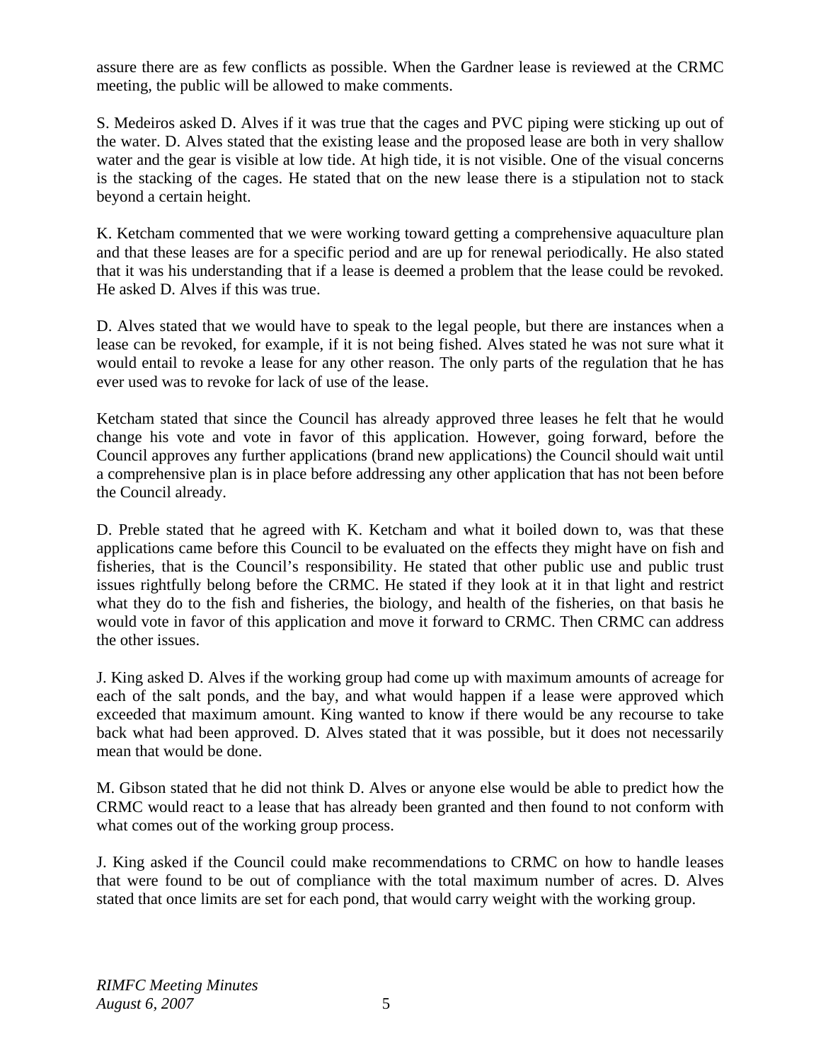assure there are as few conflicts as possible. When the Gardner lease is reviewed at the CRMC meeting, the public will be allowed to make comments.

S. Medeiros asked D. Alves if it was true that the cages and PVC piping were sticking up out of the water. D. Alves stated that the existing lease and the proposed lease are both in very shallow water and the gear is visible at low tide. At high tide, it is not visible. One of the visual concerns is the stacking of the cages. He stated that on the new lease there is a stipulation not to stack beyond a certain height.

K. Ketcham commented that we were working toward getting a comprehensive aquaculture plan and that these leases are for a specific period and are up for renewal periodically. He also stated that it was his understanding that if a lease is deemed a problem that the lease could be revoked. He asked D. Alves if this was true.

D. Alves stated that we would have to speak to the legal people, but there are instances when a lease can be revoked, for example, if it is not being fished. Alves stated he was not sure what it would entail to revoke a lease for any other reason. The only parts of the regulation that he has ever used was to revoke for lack of use of the lease.

Ketcham stated that since the Council has already approved three leases he felt that he would change his vote and vote in favor of this application. However, going forward, before the Council approves any further applications (brand new applications) the Council should wait until a comprehensive plan is in place before addressing any other application that has not been before the Council already.

D. Preble stated that he agreed with K. Ketcham and what it boiled down to, was that these applications came before this Council to be evaluated on the effects they might have on fish and fisheries, that is the Council's responsibility. He stated that other public use and public trust issues rightfully belong before the CRMC. He stated if they look at it in that light and restrict what they do to the fish and fisheries, the biology, and health of the fisheries, on that basis he would vote in favor of this application and move it forward to CRMC. Then CRMC can address the other issues.

J. King asked D. Alves if the working group had come up with maximum amounts of acreage for each of the salt ponds, and the bay, and what would happen if a lease were approved which exceeded that maximum amount. King wanted to know if there would be any recourse to take back what had been approved. D. Alves stated that it was possible, but it does not necessarily mean that would be done.

M. Gibson stated that he did not think D. Alves or anyone else would be able to predict how the CRMC would react to a lease that has already been granted and then found to not conform with what comes out of the working group process.

J. King asked if the Council could make recommendations to CRMC on how to handle leases that were found to be out of compliance with the total maximum number of acres. D. Alves stated that once limits are set for each pond, that would carry weight with the working group.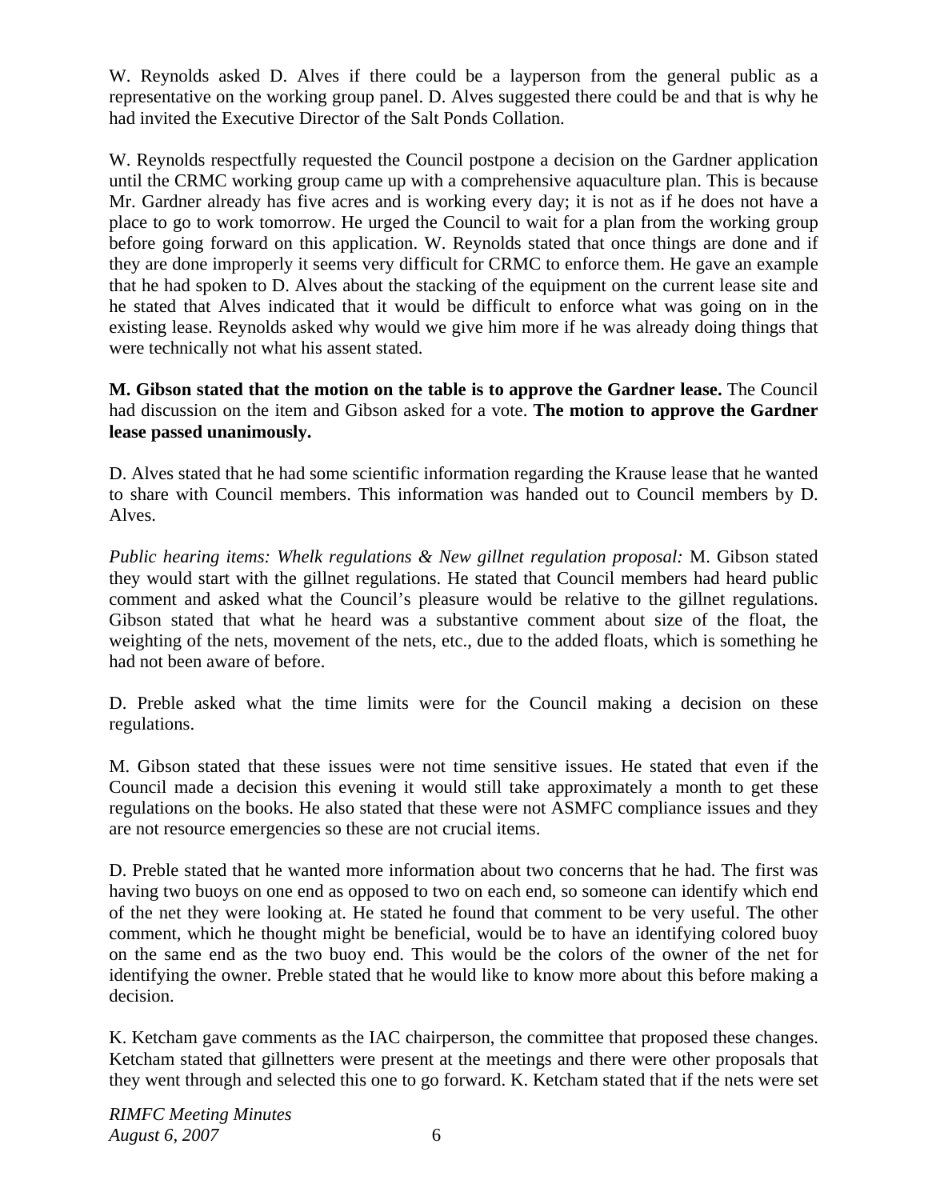W. Reynolds asked D. Alves if there could be a layperson from the general public as a representative on the working group panel. D. Alves suggested there could be and that is why he had invited the Executive Director of the Salt Ponds Collation.

W. Reynolds respectfully requested the Council postpone a decision on the Gardner application until the CRMC working group came up with a comprehensive aquaculture plan. This is because Mr. Gardner already has five acres and is working every day; it is not as if he does not have a place to go to work tomorrow. He urged the Council to wait for a plan from the working group before going forward on this application. W. Reynolds stated that once things are done and if they are done improperly it seems very difficult for CRMC to enforce them. He gave an example that he had spoken to D. Alves about the stacking of the equipment on the current lease site and he stated that Alves indicated that it would be difficult to enforce what was going on in the existing lease. Reynolds asked why would we give him more if he was already doing things that were technically not what his assent stated.

**M. Gibson stated that the motion on the table is to approve the Gardner lease.** The Council had discussion on the item and Gibson asked for a vote. **The motion to approve the Gardner lease passed unanimously.**

D. Alves stated that he had some scientific information regarding the Krause lease that he wanted to share with Council members. This information was handed out to Council members by D. Alves.

*Public hearing items: Whelk regulations & New gillnet regulation proposal:* M. Gibson stated they would start with the gillnet regulations. He stated that Council members had heard public comment and asked what the Council's pleasure would be relative to the gillnet regulations. Gibson stated that what he heard was a substantive comment about size of the float, the weighting of the nets, movement of the nets, etc., due to the added floats, which is something he had not been aware of before.

D. Preble asked what the time limits were for the Council making a decision on these regulations.

M. Gibson stated that these issues were not time sensitive issues. He stated that even if the Council made a decision this evening it would still take approximately a month to get these regulations on the books. He also stated that these were not ASMFC compliance issues and they are not resource emergencies so these are not crucial items.

D. Preble stated that he wanted more information about two concerns that he had. The first was having two buoys on one end as opposed to two on each end, so someone can identify which end of the net they were looking at. He stated he found that comment to be very useful. The other comment, which he thought might be beneficial, would be to have an identifying colored buoy on the same end as the two buoy end. This would be the colors of the owner of the net for identifying the owner. Preble stated that he would like to know more about this before making a decision.

K. Ketcham gave comments as the IAC chairperson, the committee that proposed these changes. Ketcham stated that gillnetters were present at the meetings and there were other proposals that they went through and selected this one to go forward. K. Ketcham stated that if the nets were set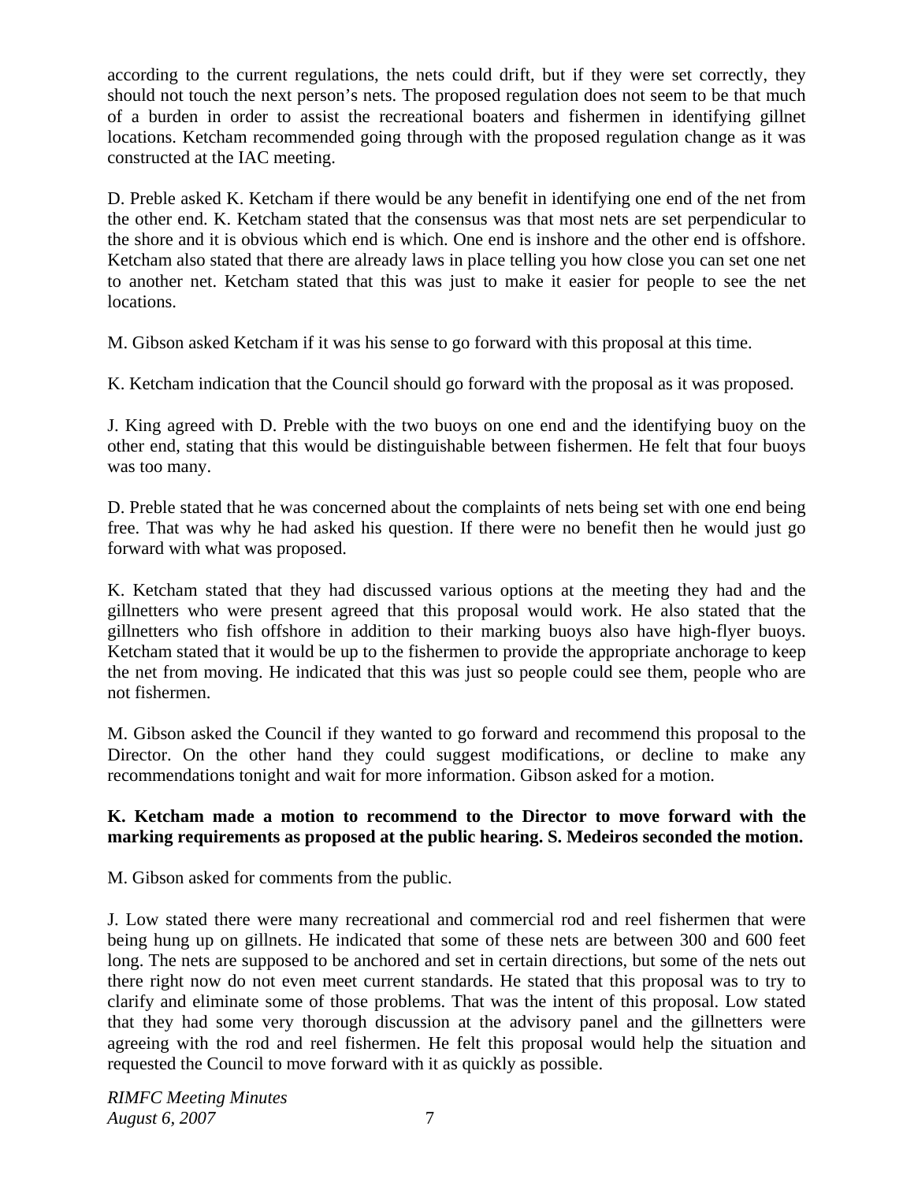according to the current regulations, the nets could drift, but if they were set correctly, they should not touch the next person's nets. The proposed regulation does not seem to be that much of a burden in order to assist the recreational boaters and fishermen in identifying gillnet locations. Ketcham recommended going through with the proposed regulation change as it was constructed at the IAC meeting.

D. Preble asked K. Ketcham if there would be any benefit in identifying one end of the net from the other end. K. Ketcham stated that the consensus was that most nets are set perpendicular to the shore and it is obvious which end is which. One end is inshore and the other end is offshore. Ketcham also stated that there are already laws in place telling you how close you can set one net to another net. Ketcham stated that this was just to make it easier for people to see the net locations.

M. Gibson asked Ketcham if it was his sense to go forward with this proposal at this time.

K. Ketcham indication that the Council should go forward with the proposal as it was proposed.

J. King agreed with D. Preble with the two buoys on one end and the identifying buoy on the other end, stating that this would be distinguishable between fishermen. He felt that four buoys was too many.

D. Preble stated that he was concerned about the complaints of nets being set with one end being free. That was why he had asked his question. If there were no benefit then he would just go forward with what was proposed.

K. Ketcham stated that they had discussed various options at the meeting they had and the gillnetters who were present agreed that this proposal would work. He also stated that the gillnetters who fish offshore in addition to their marking buoys also have high-flyer buoys. Ketcham stated that it would be up to the fishermen to provide the appropriate anchorage to keep the net from moving. He indicated that this was just so people could see them, people who are not fishermen.

M. Gibson asked the Council if they wanted to go forward and recommend this proposal to the Director. On the other hand they could suggest modifications, or decline to make any recommendations tonight and wait for more information. Gibson asked for a motion.

**K. Ketcham made a motion to recommend to the Director to move forward with the marking requirements as proposed at the public hearing. S. Medeiros seconded the motion.**

M. Gibson asked for comments from the public.

J. Low stated there were many recreational and commercial rod and reel fishermen that were being hung up on gillnets. He indicated that some of these nets are between 300 and 600 feet long. The nets are supposed to be anchored and set in certain directions, but some of the nets out there right now do not even meet current standards. He stated that this proposal was to try to clarify and eliminate some of those problems. That was the intent of this proposal. Low stated that they had some very thorough discussion at the advisory panel and the gillnetters were agreeing with the rod and reel fishermen. He felt this proposal would help the situation and requested the Council to move forward with it as quickly as possible.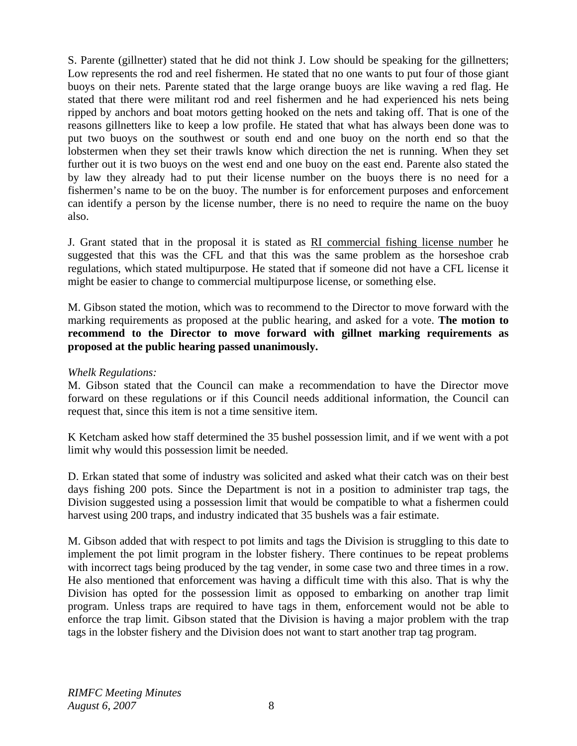S. Parente (gillnetter) stated that he did not think J. Low should be speaking for the gillnetters; Low represents the rod and reel fishermen. He stated that no one wants to put four of those giant buoys on their nets. Parente stated that the large orange buoys are like waving a red flag. He stated that there were militant rod and reel fishermen and he had experienced his nets being ripped by anchors and boat motors getting hooked on the nets and taking off. That is one of the reasons gillnetters like to keep a low profile. He stated that what has always been done was to put two buoys on the southwest or south end and one buoy on the north end so that the lobstermen when they set their trawls know which direction the net is running. When they set further out it is two buoys on the west end and one buoy on the east end. Parente also stated the by law they already had to put their license number on the buoys there is no need for a fishermen's name to be on the buoy. The number is for enforcement purposes and enforcement can identify a person by the license number, there is no need to require the name on the buoy also.

J. Grant stated that in the proposal it is stated as <u>RI commercial fishing license number</u> he suggested that this was the CFL and that this was the same problem as the horseshoe crab regulations, which stated multipurpose. He stated that if someone did not have a CFL license it might be easier to change to commercial multipurpose license, or something else.

M. Gibson stated the motion, which was to recommend to the Director to move forward with the marking requirements as proposed at the public hearing, and asked for a vote. **The motion to recommend to the Director to move forward with gillnet marking requirements as proposed at the public hearing passed unanimously.**

*Whelk Regulations:*
M. Gibson stated that the Council can make a recommendation to have the Director move forward on these regulations or if this Council needs additional information, the Council can request that, since this item is not a time sensitive item.

K Ketcham asked how staff determined the 35 bushel possession limit, and if we went with a pot limit why would this possession limit be needed.

D. Erkan stated that some of industry was solicited and asked what their catch was on their best days fishing 200 pots. Since the Department is not in a position to administer trap tags, the Division suggested using a possession limit that would be compatible to what a fishermen could harvest using 200 traps, and industry indicated that 35 bushels was a fair estimate.

M. Gibson added that with respect to pot limits and tags the Division is struggling to this date to implement the pot limit program in the lobster fishery. There continues to be repeat problems with incorrect tags being produced by the tag vender, in some case two and three times in a row. He also mentioned that enforcement was having a difficult time with this also. That is why the Division has opted for the possession limit as opposed to embarking on another trap limit program. Unless traps are required to have tags in them, enforcement would not be able to enforce the trap limit. Gibson stated that the Division is having a major problem with the trap tags in the lobster fishery and the Division does not want to start another trap tag program.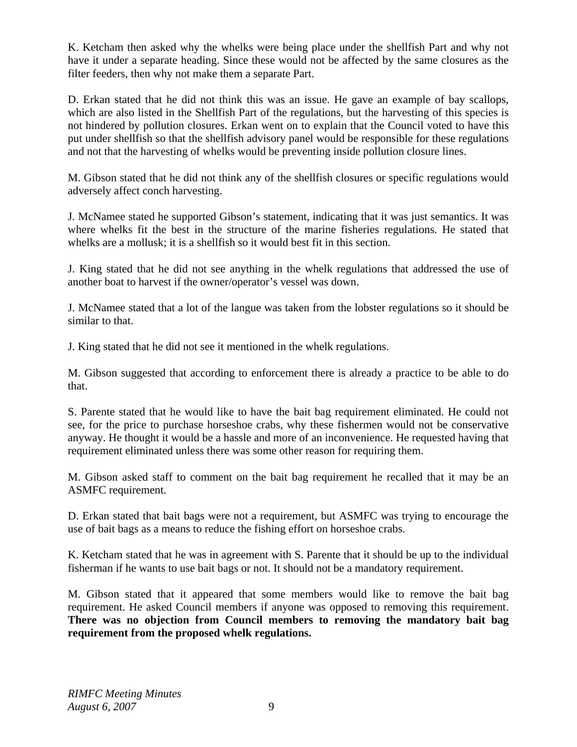K. Ketcham then asked why the whelks were being place under the shellfish Part and why not have it under a separate heading. Since these would not be affected by the same closures as the filter feeders, then why not make them a separate Part.

D. Erkan stated that he did not think this was an issue. He gave an example of bay scallops, which are also listed in the Shellfish Part of the regulations, but the harvesting of this species is not hindered by pollution closures. Erkan went on to explain that the Council voted to have this put under shellfish so that the shellfish advisory panel would be responsible for these regulations and not that the harvesting of whelks would be preventing inside pollution closure lines.

M. Gibson stated that he did not think any of the shellfish closures or specific regulations would adversely affect conch harvesting.

J. McNamee stated he supported Gibson's statement, indicating that it was just semantics. It was where whelks fit the best in the structure of the marine fisheries regulations. He stated that whelks are a mollusk; it is a shellfish so it would best fit in this section.

J. King stated that he did not see anything in the whelk regulations that addressed the use of another boat to harvest if the owner/operator's vessel was down.

J. McNamee stated that a lot of the langue was taken from the lobster regulations so it should be similar to that.

J. King stated that he did not see it mentioned in the whelk regulations.

M. Gibson suggested that according to enforcement there is already a practice to be able to do that.

S. Parente stated that he would like to have the bait bag requirement eliminated. He could not see, for the price to purchase horseshoe crabs, why these fishermen would not be conservative anyway. He thought it would be a hassle and more of an inconvenience. He requested having that requirement eliminated unless there was some other reason for requiring them.

M. Gibson asked staff to comment on the bait bag requirement he recalled that it may be an ASMFC requirement.

D. Erkan stated that bait bags were not a requirement, but ASMFC was trying to encourage the use of bait bags as a means to reduce the fishing effort on horseshoe crabs.

K. Ketcham stated that he was in agreement with S. Parente that it should be up to the individual fisherman if he wants to use bait bags or not. It should not be a mandatory requirement.

M. Gibson stated that it appeared that some members would like to remove the bait bag requirement. He asked Council members if anyone was opposed to removing this requirement. **There was no objection from Council members to removing the mandatory bait bag requirement from the proposed whelk regulations.**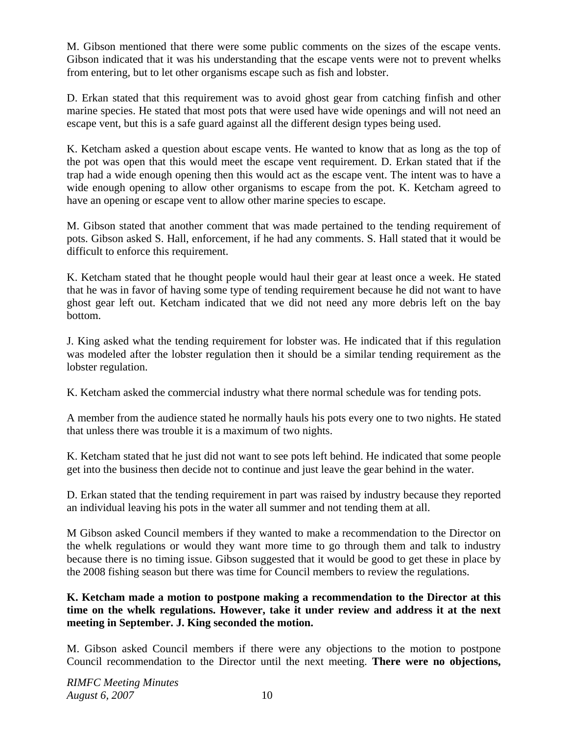M. Gibson mentioned that there were some public comments on the sizes of the escape vents. Gibson indicated that it was his understanding that the escape vents were not to prevent whelks from entering, but to let other organisms escape such as fish and lobster.

D. Erkan stated that this requirement was to avoid ghost gear from catching finfish and other marine species. He stated that most pots that were used have wide openings and will not need an escape vent, but this is a safe guard against all the different design types being used.

K. Ketcham asked a question about escape vents. He wanted to know that as long as the top of the pot was open that this would meet the escape vent requirement. D. Erkan stated that if the trap had a wide enough opening then this would act as the escape vent. The intent was to have a wide enough opening to allow other organisms to escape from the pot. K. Ketcham agreed to have an opening or escape vent to allow other marine species to escape.

M. Gibson stated that another comment that was made pertained to the tending requirement of pots. Gibson asked S. Hall, enforcement, if he had any comments. S. Hall stated that it would be difficult to enforce this requirement.

K. Ketcham stated that he thought people would haul their gear at least once a week. He stated that he was in favor of having some type of tending requirement because he did not want to have ghost gear left out. Ketcham indicated that we did not need any more debris left on the bay bottom.

J. King asked what the tending requirement for lobster was. He indicated that if this regulation was modeled after the lobster regulation then it should be a similar tending requirement as the lobster regulation.

K. Ketcham asked the commercial industry what there normal schedule was for tending pots.

A member from the audience stated he normally hauls his pots every one to two nights. He stated that unless there was trouble it is a maximum of two nights.

K. Ketcham stated that he just did not want to see pots left behind. He indicated that some people get into the business then decide not to continue and just leave the gear behind in the water.

D. Erkan stated that the tending requirement in part was raised by industry because they reported an individual leaving his pots in the water all summer and not tending them at all.

M Gibson asked Council members if they wanted to make a recommendation to the Director on the whelk regulations or would they want more time to go through them and talk to industry because there is no timing issue. Gibson suggested that it would be good to get these in place by the 2008 fishing season but there was time for Council members to review the regulations.

**K. Ketcham made a motion to postpone making a recommendation to the Director at this time on the whelk regulations. However, take it under review and address it at the next meeting in September. J. King seconded the motion.**

M. Gibson asked Council members if there were any objections to the motion to postpone Council recommendation to the Director until the next meeting. **There were no objections,**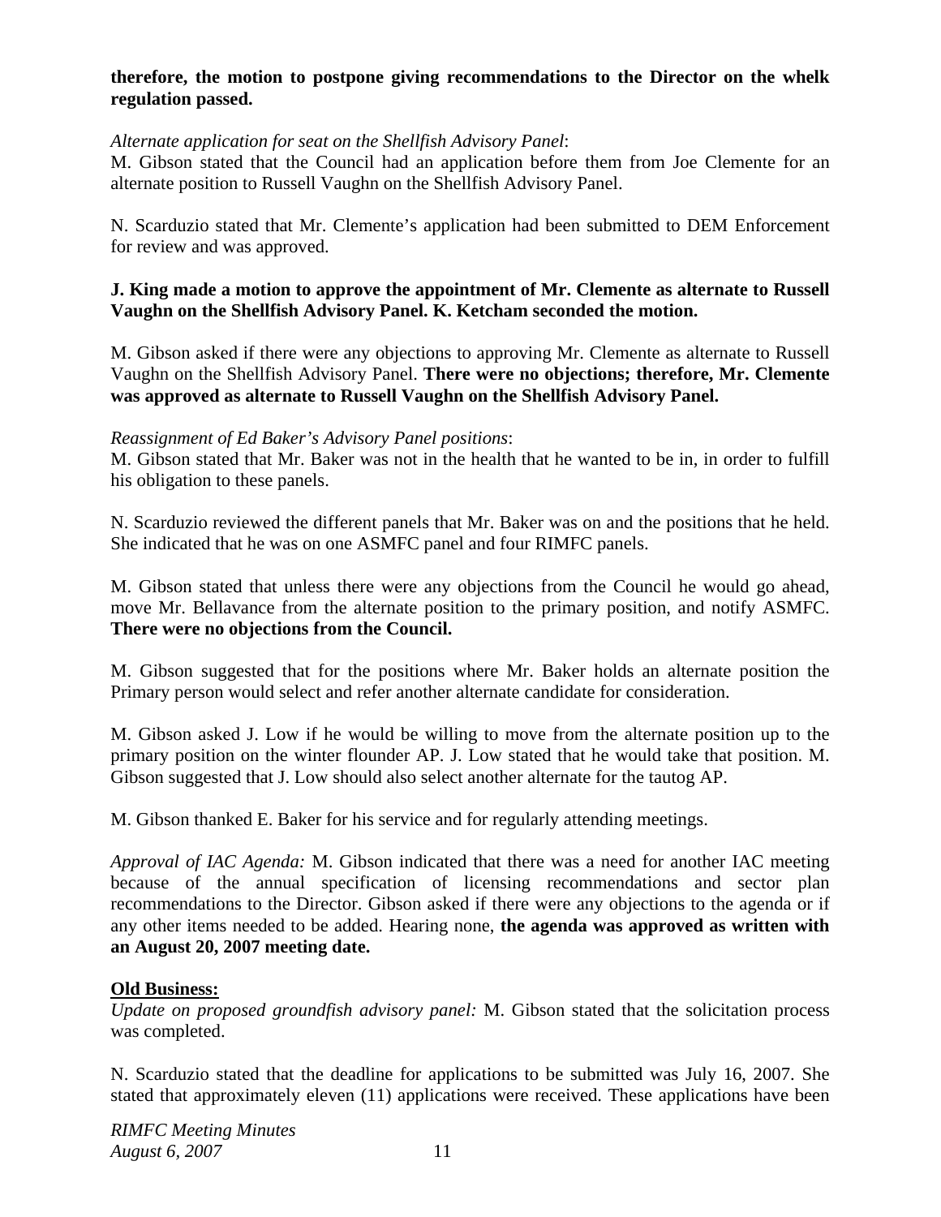**therefore, the motion to postpone giving recommendations to the Director on the whelk regulation passed.**

*Alternate application for seat on the Shellfish Advisory Panel*:
M. Gibson stated that the Council had an application before them from Joe Clemente for an alternate position to Russell Vaughn on the Shellfish Advisory Panel.

N. Scarduzio stated that Mr. Clemente's application had been submitted to DEM Enforcement for review and was approved.

**J. King made a motion to approve the appointment of Mr. Clemente as alternate to Russell Vaughn on the Shellfish Advisory Panel. K. Ketcham seconded the motion.**

M. Gibson asked if there were any objections to approving Mr. Clemente as alternate to Russell Vaughn on the Shellfish Advisory Panel. **There were no objections; therefore, Mr. Clemente was approved as alternate to Russell Vaughn on the Shellfish Advisory Panel.**

*Reassignment of Ed Baker's Advisory Panel positions*:
M. Gibson stated that Mr. Baker was not in the health that he wanted to be in, in order to fulfill his obligation to these panels.

N. Scarduzio reviewed the different panels that Mr. Baker was on and the positions that he held. She indicated that he was on one ASMFC panel and four RIMFC panels.

M. Gibson stated that unless there were any objections from the Council he would go ahead, move Mr. Bellavance from the alternate position to the primary position, and notify ASMFC. **There were no objections from the Council.**

M. Gibson suggested that for the positions where Mr. Baker holds an alternate position the Primary person would select and refer another alternate candidate for consideration.

M. Gibson asked J. Low if he would be willing to move from the alternate position up to the primary position on the winter flounder AP. J. Low stated that he would take that position. M. Gibson suggested that J. Low should also select another alternate for the tautog AP.

M. Gibson thanked E. Baker for his service and for regularly attending meetings.

*Approval of IAC Agenda:* M. Gibson indicated that there was a need for another IAC meeting because of the annual specification of licensing recommendations and sector plan recommendations to the Director. Gibson asked if there were any objections to the agenda or if any other items needed to be added. Hearing none, **the agenda was approved as written with an August 20, 2007 meeting date.**

**Old Business:**

*Update on proposed groundfish advisory panel:* M. Gibson stated that the solicitation process was completed.

N. Scarduzio stated that the deadline for applications to be submitted was July 16, 2007. She stated that approximately eleven (11) applications were received. These applications have been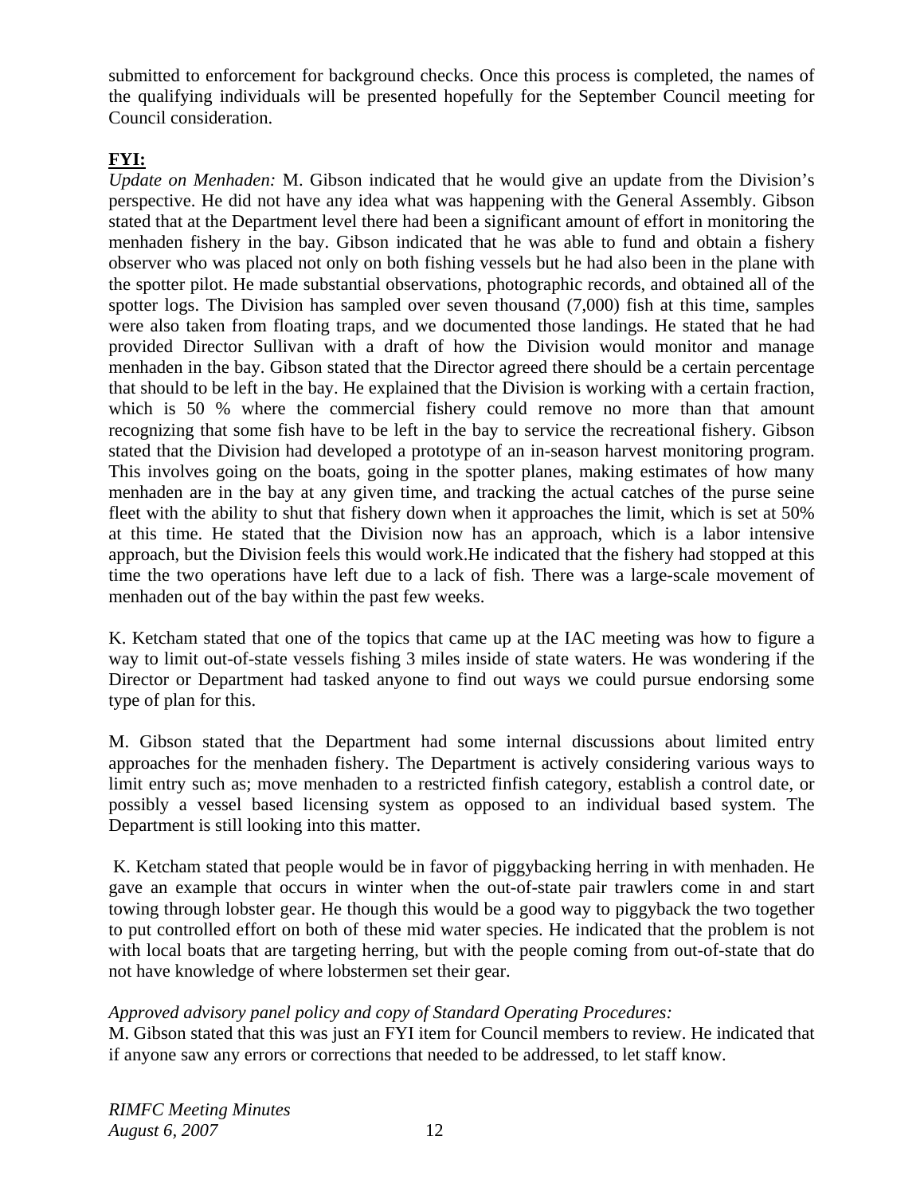submitted to enforcement for background checks. Once this process is completed, the names of the qualifying individuals will be presented hopefully for the September Council meeting for Council consideration.

**FYI:**

*Update on Menhaden:* M. Gibson indicated that he would give an update from the Division's perspective. He did not have any idea what was happening with the General Assembly. Gibson stated that at the Department level there had been a significant amount of effort in monitoring the menhaden fishery in the bay. Gibson indicated that he was able to fund and obtain a fishery observer who was placed not only on both fishing vessels but he had also been in the plane with the spotter pilot. He made substantial observations, photographic records, and obtained all of the spotter logs. The Division has sampled over seven thousand (7,000) fish at this time, samples were also taken from floating traps, and we documented those landings. He stated that he had provided Director Sullivan with a draft of how the Division would monitor and manage menhaden in the bay. Gibson stated that the Director agreed there should be a certain percentage that should to be left in the bay. He explained that the Division is working with a certain fraction, which is 50 % where the commercial fishery could remove no more than that amount recognizing that some fish have to be left in the bay to service the recreational fishery. Gibson stated that the Division had developed a prototype of an in-season harvest monitoring program. This involves going on the boats, going in the spotter planes, making estimates of how many menhaden are in the bay at any given time, and tracking the actual catches of the purse seine fleet with the ability to shut that fishery down when it approaches the limit, which is set at 50% at this time. He stated that the Division now has an approach, which is a labor intensive approach, but the Division feels this would work.He indicated that the fishery had stopped at this time the two operations have left due to a lack of fish. There was a large-scale movement of menhaden out of the bay within the past few weeks.

K. Ketcham stated that one of the topics that came up at the IAC meeting was how to figure a way to limit out-of-state vessels fishing 3 miles inside of state waters. He was wondering if the Director or Department had tasked anyone to find out ways we could pursue endorsing some type of plan for this.

M. Gibson stated that the Department had some internal discussions about limited entry approaches for the menhaden fishery. The Department is actively considering various ways to limit entry such as; move menhaden to a restricted finfish category, establish a control date, or possibly a vessel based licensing system as opposed to an individual based system. The Department is still looking into this matter.

K. Ketcham stated that people would be in favor of piggybacking herring in with menhaden. He gave an example that occurs in winter when the out-of-state pair trawlers come in and start towing through lobster gear. He though this would be a good way to piggyback the two together to put controlled effort on both of these mid water species. He indicated that the problem is not with local boats that are targeting herring, but with the people coming from out-of-state that do not have knowledge of where lobstermen set their gear.

*Approved advisory panel policy and copy of Standard Operating Procedures:*
M. Gibson stated that this was just an FYI item for Council members to review. He indicated that if anyone saw any errors or corrections that needed to be addressed, to let staff know.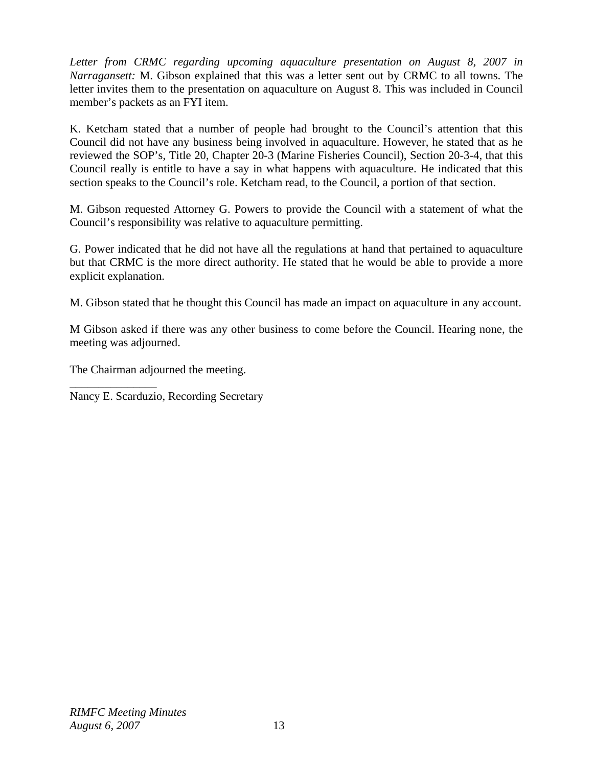*Letter from CRMC regarding upcoming aquaculture presentation on August 8, 2007 in Narragansett:* M. Gibson explained that this was a letter sent out by CRMC to all towns. The letter invites them to the presentation on aquaculture on August 8. This was included in Council member's packets as an FYI item.

K. Ketcham stated that a number of people had brought to the Council's attention that this Council did not have any business being involved in aquaculture. However, he stated that as he reviewed the SOP's, Title 20, Chapter 20-3 (Marine Fisheries Council), Section 20-3-4, that this Council really is entitle to have a say in what happens with aquaculture. He indicated that this section speaks to the Council's role. Ketcham read, to the Council, a portion of that section.

M. Gibson requested Attorney G. Powers to provide the Council with a statement of what the Council's responsibility was relative to aquaculture permitting.

G. Power indicated that he did not have all the regulations at hand that pertained to aquaculture but that CRMC is the more direct authority. He stated that he would be able to provide a more explicit explanation.

M. Gibson stated that he thought this Council has made an impact on aquaculture in any account.

M Gibson asked if there was any other business to come before the Council. Hearing none, the meeting was adjourned.

The Chairman adjourned the meeting.

_______________
Nancy E. Scarduzio, Recording Secretary